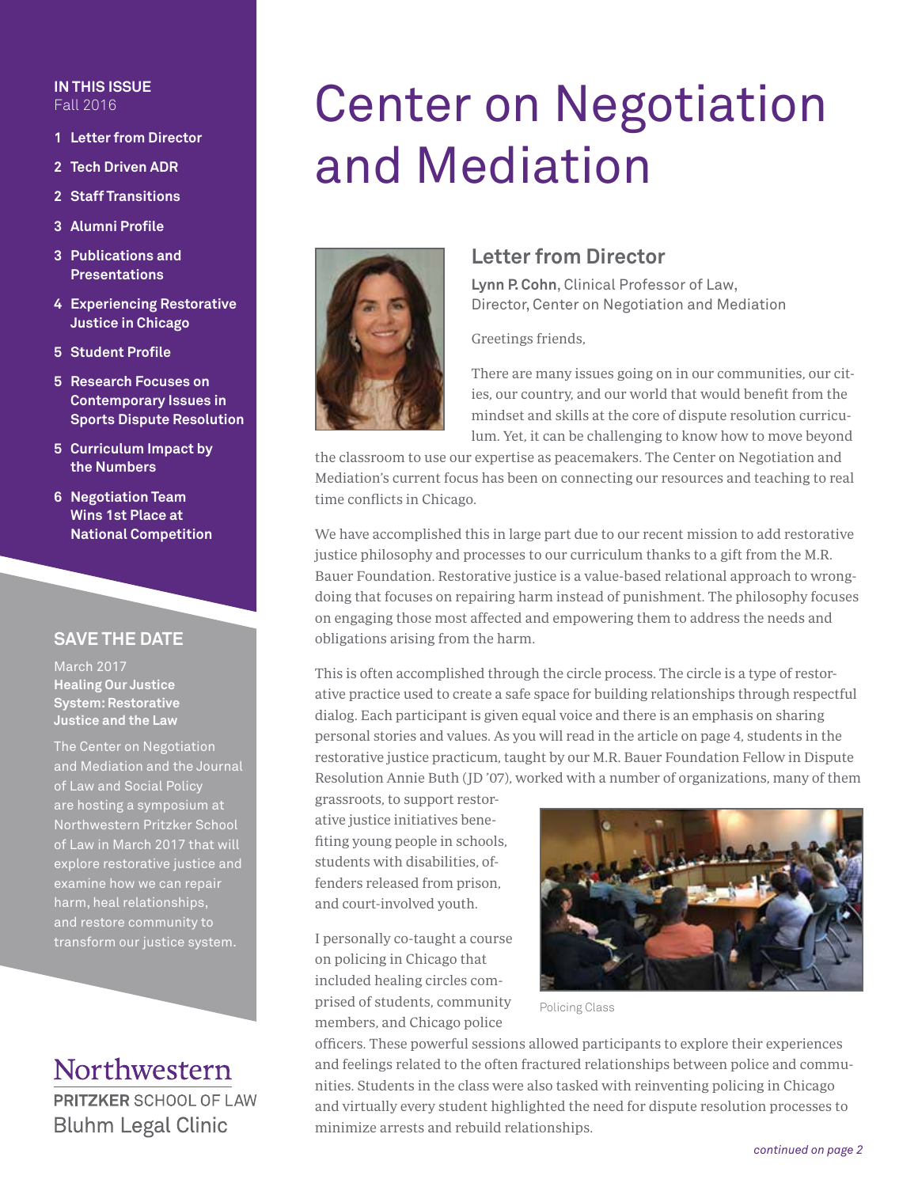# Center on Negotiation and Mediation

**IN THIS ISSUE**
Fall 2016

1 Letter from Director
2 Tech Driven ADR
2 Staff Transitions
3 Alumni Profile
3 Publications and Presentations
4 Experiencing Restorative Justice in Chicago
5 Student Profile
5 Research Focuses on Contemporary Issues in Sports Dispute Resolution
5 Curriculum Impact by the Numbers
6 Negotiation Team Wins 1st Place at National Competition

## SAVE THE DATE

March 2017
**Healing Our Justice System: Restorative Justice and the Law**

The Center on Negotiation and Mediation and the Journal of Law and Social Policy are hosting a symposium at Northwestern Pritzker School of Law in March 2017 that will explore restorative justice and examine how we can repair harm, heal relationships, and restore community to transform our justice system.

Northwestern
PRITZKER SCHOOL OF LAW
Bluhm Legal Clinic

## Letter from Director

**Lynn P. Cohn**, Clinical Professor of Law,
Director, Center on Negotiation and Mediation

Greetings friends,

There are many issues going on in our communities, our cities, our country, and our world that would benefit from the mindset and skills at the core of dispute resolution curriculum. Yet, it can be challenging to know how to move beyond the classroom to use our expertise as peacemakers. The Center on Negotiation and Mediation's current focus has been on connecting our resources and teaching to real time conflicts in Chicago.

We have accomplished this in large part due to our recent mission to add restorative justice philosophy and processes to our curriculum thanks to a gift from the M.R. Bauer Foundation. Restorative justice is a value-based relational approach to wrongdoing that focuses on repairing harm instead of punishment. The philosophy focuses on engaging those most affected and empowering them to address the needs and obligations arising from the harm.

This is often accomplished through the circle process. The circle is a type of restorative practice used to create a safe space for building relationships through respectful dialog. Each participant is given equal voice and there is an emphasis on sharing personal stories and values. As you will read in the article on page 4, students in the restorative justice practicum, taught by our M.R. Bauer Foundation Fellow in Dispute Resolution Annie Buth (JD '07), worked with a number of organizations, many of them grassroots, to support restorative justice initiatives benefiting young people in schools, students with disabilities, offenders released from prison, and court-involved youth.

Policing Class

I personally co-taught a course on policing in Chicago that included healing circles comprised of students, community members, and Chicago police officers. These powerful sessions allowed participants to explore their experiences and feelings related to the often fractured relationships between police and communities. Students in the class were also tasked with reinventing policing in Chicago and virtually every student highlighted the need for dispute resolution processes to minimize arrests and rebuild relationships.

*continued on page 2*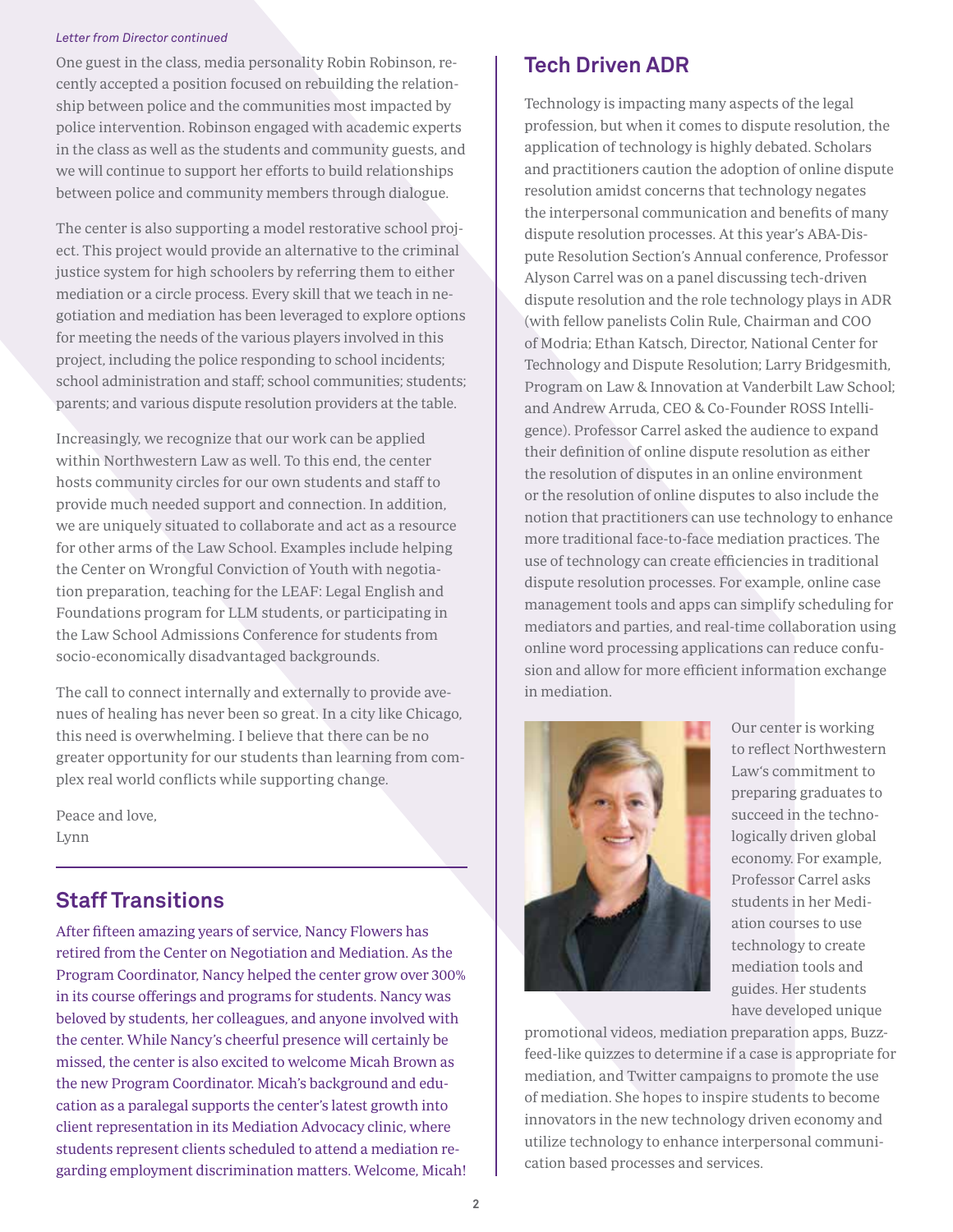*Letter from Director continued*

One guest in the class, media personality Robin Robinson, recently accepted a position focused on rebuilding the relationship between police and the communities most impacted by police intervention. Robinson engaged with academic experts in the class as well as the students and community guests, and we will continue to support her efforts to build relationships between police and community members through dialogue.

The center is also supporting a model restorative school project. This project would provide an alternative to the criminal justice system for high schoolers by referring them to either mediation or a circle process. Every skill that we teach in negotiation and mediation has been leveraged to explore options for meeting the needs of the various players involved in this project, including the police responding to school incidents; school administration and staff; school communities; students; parents; and various dispute resolution providers at the table.

Increasingly, we recognize that our work can be applied within Northwestern Law as well. To this end, the center hosts community circles for our own students and staff to provide much needed support and connection. In addition, we are uniquely situated to collaborate and act as a resource for other arms of the Law School. Examples include helping the Center on Wrongful Conviction of Youth with negotiation preparation, teaching for the LEAF: Legal English and Foundations program for LLM students, or participating in the Law School Admissions Conference for students from socio-economically disadvantaged backgrounds.

The call to connect internally and externally to provide avenues of healing has never been so great. In a city like Chicago, this need is overwhelming. I believe that there can be no greater opportunity for our students than learning from complex real world conflicts while supporting change.

Peace and love,
Lynn

## Staff Transitions

After fifteen amazing years of service, Nancy Flowers has retired from the Center on Negotiation and Mediation. As the Program Coordinator, Nancy helped the center grow over 300% in its course offerings and programs for students. Nancy was beloved by students, her colleagues, and anyone involved with the center. While Nancy's cheerful presence will certainly be missed, the center is also excited to welcome Micah Brown as the new Program Coordinator. Micah's background and education as a paralegal supports the center's latest growth into client representation in its Mediation Advocacy clinic, where students represent clients scheduled to attend a mediation regarding employment discrimination matters. Welcome, Micah!

## Tech Driven ADR

Technology is impacting many aspects of the legal profession, but when it comes to dispute resolution, the application of technology is highly debated. Scholars and practitioners caution the adoption of online dispute resolution amidst concerns that technology negates the interpersonal communication and benefits of many dispute resolution processes. At this year's ABA-Dispute Resolution Section's Annual conference, Professor Alyson Carrel was on a panel discussing tech-driven dispute resolution and the role technology plays in ADR (with fellow panelists Colin Rule, Chairman and COO of Modria; Ethan Katsch, Director, National Center for Technology and Dispute Resolution; Larry Bridgesmith, Program on Law & Innovation at Vanderbilt Law School; and Andrew Arruda, CEO & Co-Founder ROSS Intelligence). Professor Carrel asked the audience to expand their definition of online dispute resolution as either the resolution of disputes in an online environment or the resolution of online disputes to also include the notion that practitioners can use technology to enhance more traditional face-to-face mediation practices. The use of technology can create efficiencies in traditional dispute resolution processes. For example, online case management tools and apps can simplify scheduling for mediators and parties, and real-time collaboration using online word processing applications can reduce confusion and allow for more efficient information exchange in mediation.

Our center is working to reflect Northwestern Law's commitment to preparing graduates to succeed in the technologically driven global economy. For example, Professor Carrel asks students in her Mediation courses to use technology to create mediation tools and guides. Her students have developed unique promotional videos, mediation preparation apps, Buzzfeed-like quizzes to determine if a case is appropriate for mediation, and Twitter campaigns to promote the use of mediation. She hopes to inspire students to become innovators in the new technology driven economy and utilize technology to enhance interpersonal communication based processes and services.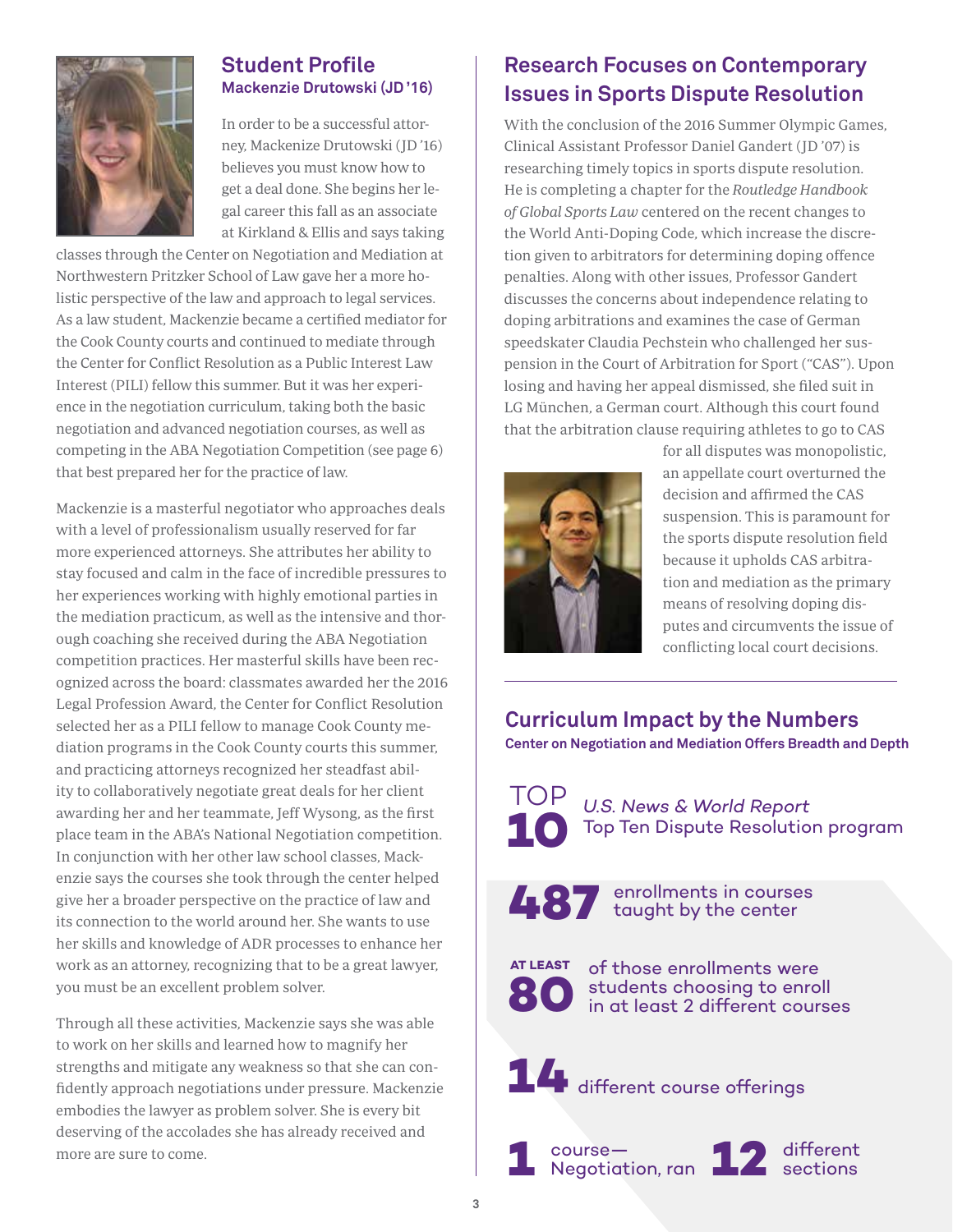## Student Profile

### Mackenzie Drutowski (JD '16)

In order to be a successful attorney, Mackenize Drutowski (JD '16) believes you must know how to get a deal done. She begins her legal career this fall as an associate at Kirkland & Ellis and says taking classes through the Center on Negotiation and Mediation at Northwestern Pritzker School of Law gave her a more holistic perspective of the law and approach to legal services. As a law student, Mackenzie became a certified mediator for the Cook County courts and continued to mediate through the Center for Conflict Resolution as a Public Interest Law Interest (PILI) fellow this summer. But it was her experience in the negotiation curriculum, taking both the basic negotiation and advanced negotiation courses, as well as competing in the ABA Negotiation Competition (see page 6) that best prepared her for the practice of law.

Mackenzie is a masterful negotiator who approaches deals with a level of professionalism usually reserved for far more experienced attorneys. She attributes her ability to stay focused and calm in the face of incredible pressures to her experiences working with highly emotional parties in the mediation practicum, as well as the intensive and thorough coaching she received during the ABA Negotiation competition practices. Her masterful skills have been recognized across the board: classmates awarded her the 2016 Legal Profession Award, the Center for Conflict Resolution selected her as a PILI fellow to manage Cook County mediation programs in the Cook County courts this summer, and practicing attorneys recognized her steadfast ability to collaboratively negotiate great deals for her client awarding her and her teammate, Jeff Wysong, as the first place team in the ABA's National Negotiation competition. In conjunction with her other law school classes, Mackenzie says the courses she took through the center helped give her a broader perspective on the practice of law and its connection to the world around her. She wants to use her skills and knowledge of ADR processes to enhance her work as an attorney, recognizing that to be a great lawyer, you must be an excellent problem solver.

Through all these activities, Mackenzie says she was able to work on her skills and learned how to magnify her strengths and mitigate any weakness so that she can confidently approach negotiations under pressure. Mackenzie embodies the lawyer as problem solver. She is every bit deserving of the accolades she has already received and more are sure to come.

## Research Focuses on Contemporary Issues in Sports Dispute Resolution

With the conclusion of the 2016 Summer Olympic Games, Clinical Assistant Professor Daniel Gandert (JD '07) is researching timely topics in sports dispute resolution. He is completing a chapter for the *Routledge Handbook of Global Sports Law* centered on the recent changes to the World Anti-Doping Code, which increase the discretion given to arbitrators for determining doping offence penalties. Along with other issues, Professor Gandert discusses the concerns about independence relating to doping arbitrations and examines the case of German speedskater Claudia Pechstein who challenged her suspension in the Court of Arbitration for Sport ("CAS"). Upon losing and having her appeal dismissed, she filed suit in LG München, a German court. Although this court found that the arbitration clause requiring athletes to go to CAS for all disputes was monopolistic, an appellate court overturned the decision and affirmed the CAS suspension. This is paramount for the sports dispute resolution field because it upholds CAS arbitration and mediation as the primary means of resolving doping disputes and circumvents the issue of conflicting local court decisions.

## Curriculum Impact by the Numbers

**Center on Negotiation and Mediation Offers Breadth and Depth**

**TOP 10** — *U.S. News & World Report* Top Ten Dispute Resolution program

**487** enrollments in courses taught by the center

**AT LEAST 80** of those enrollments were students choosing to enroll in at least 2 different courses

**14** different course offerings

**1** course—Negotiation, ran **12** different sections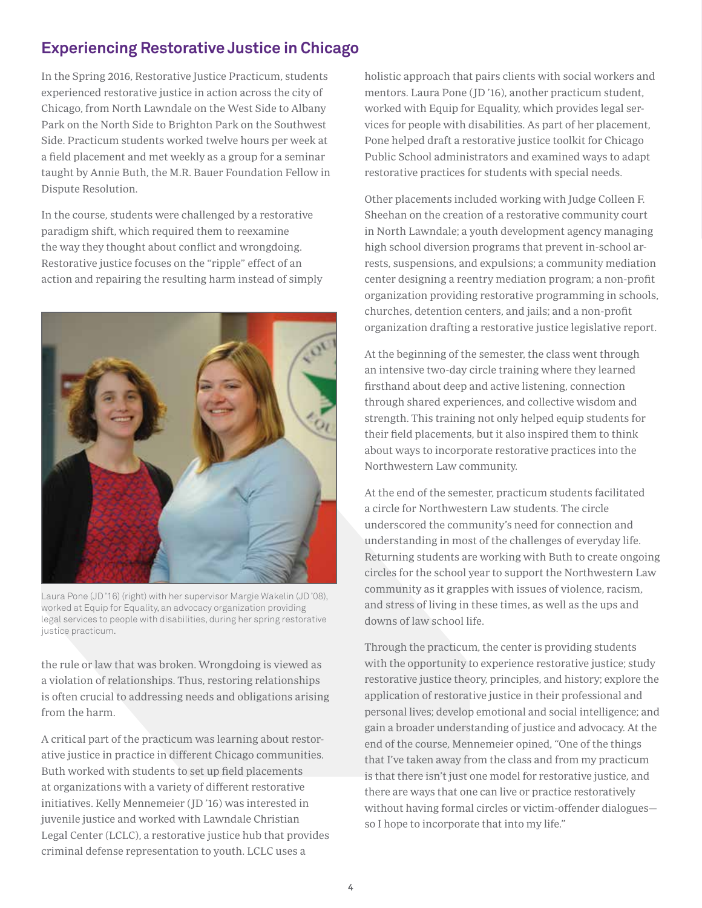## Experiencing Restorative Justice in Chicago

In the Spring 2016, Restorative Justice Practicum, students experienced restorative justice in action across the city of Chicago, from North Lawndale on the West Side to Albany Park on the North Side to Brighton Park on the Southwest Side. Practicum students worked twelve hours per week at a field placement and met weekly as a group for a seminar taught by Annie Buth, the M.R. Bauer Foundation Fellow in Dispute Resolution.

In the course, students were challenged by a restorative paradigm shift, which required them to reexamine the way they thought about conflict and wrongdoing. Restorative justice focuses on the "ripple" effect of an action and repairing the resulting harm instead of simply the rule or law that was broken. Wrongdoing is viewed as a violation of relationships. Thus, restoring relationships is often crucial to addressing needs and obligations arising from the harm.

Laura Pone (JD '16) (right) with her supervisor Margie Wakelin (JD '08), worked at Equip for Equality, an advocacy organization providing legal services to people with disabilities, during her spring restorative justice practicum.

A critical part of the practicum was learning about restorative justice in practice in different Chicago communities. Buth worked with students to set up field placements at organizations with a variety of different restorative initiatives. Kelly Mennemeier (JD '16) was interested in juvenile justice and worked with Lawndale Christian Legal Center (LCLC), a restorative justice hub that provides criminal defense representation to youth. LCLC uses a holistic approach that pairs clients with social workers and mentors. Laura Pone (JD '16), another practicum student, worked with Equip for Equality, which provides legal services for people with disabilities. As part of her placement, Pone helped draft a restorative justice toolkit for Chicago Public School administrators and examined ways to adapt restorative practices for students with special needs.

Other placements included working with Judge Colleen F. Sheehan on the creation of a restorative community court in North Lawndale; a youth development agency managing high school diversion programs that prevent in-school arrests, suspensions, and expulsions; a community mediation center designing a reentry mediation program; a non-profit organization providing restorative programming in schools, churches, detention centers, and jails; and a non-profit organization drafting a restorative justice legislative report.

At the beginning of the semester, the class went through an intensive two-day circle training where they learned firsthand about deep and active listening, connection through shared experiences, and collective wisdom and strength. This training not only helped equip students for their field placements, but it also inspired them to think about ways to incorporate restorative practices into the Northwestern Law community.

At the end of the semester, practicum students facilitated a circle for Northwestern Law students. The circle underscored the community's need for connection and understanding in most of the challenges of everyday life. Returning students are working with Buth to create ongoing circles for the school year to support the Northwestern Law community as it grapples with issues of violence, racism, and stress of living in these times, as well as the ups and downs of law school life.

Through the practicum, the center is providing students with the opportunity to experience restorative justice; study restorative justice theory, principles, and history; explore the application of restorative justice in their professional and personal lives; develop emotional and social intelligence; and gain a broader understanding of justice and advocacy. At the end of the course, Mennemeier opined, "One of the things that I've taken away from the class and from my practicum is that there isn't just one model for restorative justice, and there are ways that one can live or practice restoratively without having formal circles or victim-offender dialogues—so I hope to incorporate that into my life."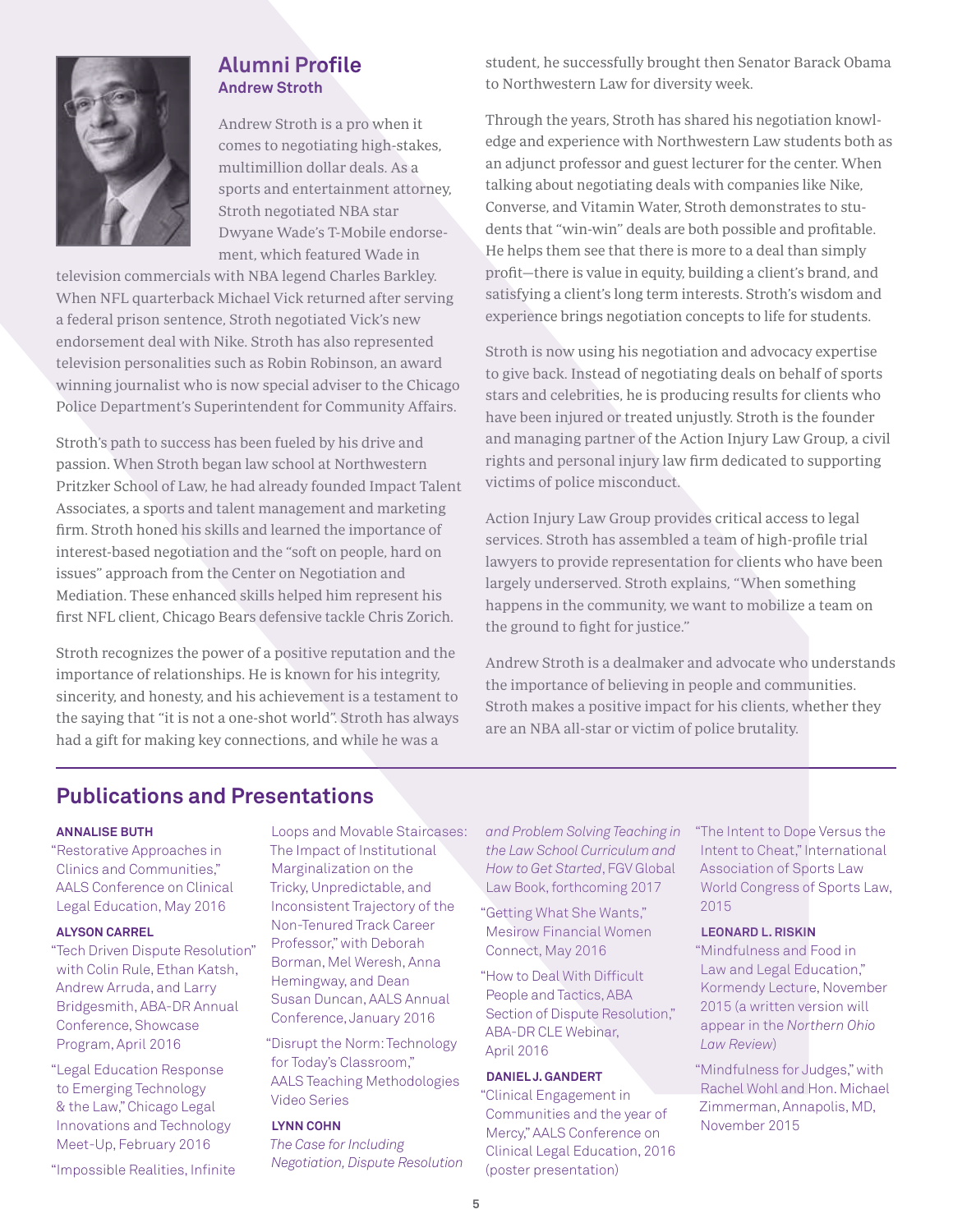## Alumni Profile

### Andrew Stroth

Andrew Stroth is a pro when it comes to negotiating high-stakes, multimillion dollar deals. As a sports and entertainment attorney, Stroth negotiated NBA star Dwyane Wade's T-Mobile endorsement, which featured Wade in television commercials with NBA legend Charles Barkley. When NFL quarterback Michael Vick returned after serving a federal prison sentence, Stroth negotiated Vick's new endorsement deal with Nike. Stroth has also represented television personalities such as Robin Robinson, an award winning journalist who is now special adviser to the Chicago Police Department's Superintendent for Community Affairs.

Stroth's path to success has been fueled by his drive and passion. When Stroth began law school at Northwestern Pritzker School of Law, he had already founded Impact Talent Associates, a sports and talent management and marketing firm. Stroth honed his skills and learned the importance of interest-based negotiation and the "soft on people, hard on issues" approach from the Center on Negotiation and Mediation. These enhanced skills helped him represent his first NFL client, Chicago Bears defensive tackle Chris Zorich.

Stroth recognizes the power of a positive reputation and the importance of relationships. He is known for his integrity, sincerity, and honesty, and his achievement is a testament to the saying that "it is not a one-shot world". Stroth has always had a gift for making key connections, and while he was a student, he successfully brought then Senator Barack Obama to Northwestern Law for diversity week.

Through the years, Stroth has shared his negotiation knowledge and experience with Northwestern Law students both as an adjunct professor and guest lecturer for the center. When talking about negotiating deals with companies like Nike, Converse, and Vitamin Water, Stroth demonstrates to students that "win-win" deals are both possible and profitable. He helps them see that there is more to a deal than simply profit—there is value in equity, building a client's brand, and satisfying a client's long term interests. Stroth's wisdom and experience brings negotiation concepts to life for students.

Stroth is now using his negotiation and advocacy expertise to give back. Instead of negotiating deals on behalf of sports stars and celebrities, he is producing results for clients who have been injured or treated unjustly. Stroth is the founder and managing partner of the Action Injury Law Group, a civil rights and personal injury law firm dedicated to supporting victims of police misconduct.

Action Injury Law Group provides critical access to legal services. Stroth has assembled a team of high-profile trial lawyers to provide representation for clients who have been largely underserved. Stroth explains, "When something happens in the community, we want to mobilize a team on the ground to fight for justice."

Andrew Stroth is a dealmaker and advocate who understands the importance of believing in people and communities. Stroth makes a positive impact for his clients, whether they are an NBA all-star or victim of police brutality.

## Publications and Presentations

**ANNALISE BUTH**

"Restorative Approaches in Clinics and Communities," AALS Conference on Clinical Legal Education, May 2016

**ALYSON CARREL**

"Tech Driven Dispute Resolution" with Colin Rule, Ethan Katsh, Andrew Arruda, and Larry Bridgesmith, ABA-DR Annual Conference, Showcase Program, April 2016

"Legal Education Response to Emerging Technology & the Law," Chicago Legal Innovations and Technology Meet-Up, February 2016

"Impossible Realities, Infinite Loops and Movable Staircases: The Impact of Institutional Marginalization on the Tricky, Unpredictable, and Inconsistent Trajectory of the Non-Tenured Track Career Professor," with Deborah Borman, Mel Weresh, Anna Hemingway, and Dean Susan Duncan, AALS Annual Conference, January 2016

"Disrupt the Norm: Technology for Today's Classroom," AALS Teaching Methodologies Video Series

**LYNN COHN**

*The Case for Including Negotiation, Dispute Resolution and Problem Solving Teaching in the Law School Curriculum and How to Get Started*, FGV Global Law Book, forthcoming 2017

"Getting What She Wants," Mesirow Financial Women Connect, May 2016

"How to Deal With Difficult People and Tactics, ABA Section of Dispute Resolution," ABA-DR CLE Webinar, April 2016

**DANIEL J. GANDERT**

"Clinical Engagement in Communities and the year of Mercy," AALS Conference on Clinical Legal Education, 2016 (poster presentation)

"The Intent to Dope Versus the Intent to Cheat," International Association of Sports Law World Congress of Sports Law, 2015

**LEONARD L. RISKIN**

"Mindfulness and Food in Law and Legal Education," Kormendy Lecture, November 2015 (a written version will appear in the *Northern Ohio Law Review*)

"Mindfulness for Judges," with Rachel Wohl and Hon. Michael Zimmerman, Annapolis, MD, November 2015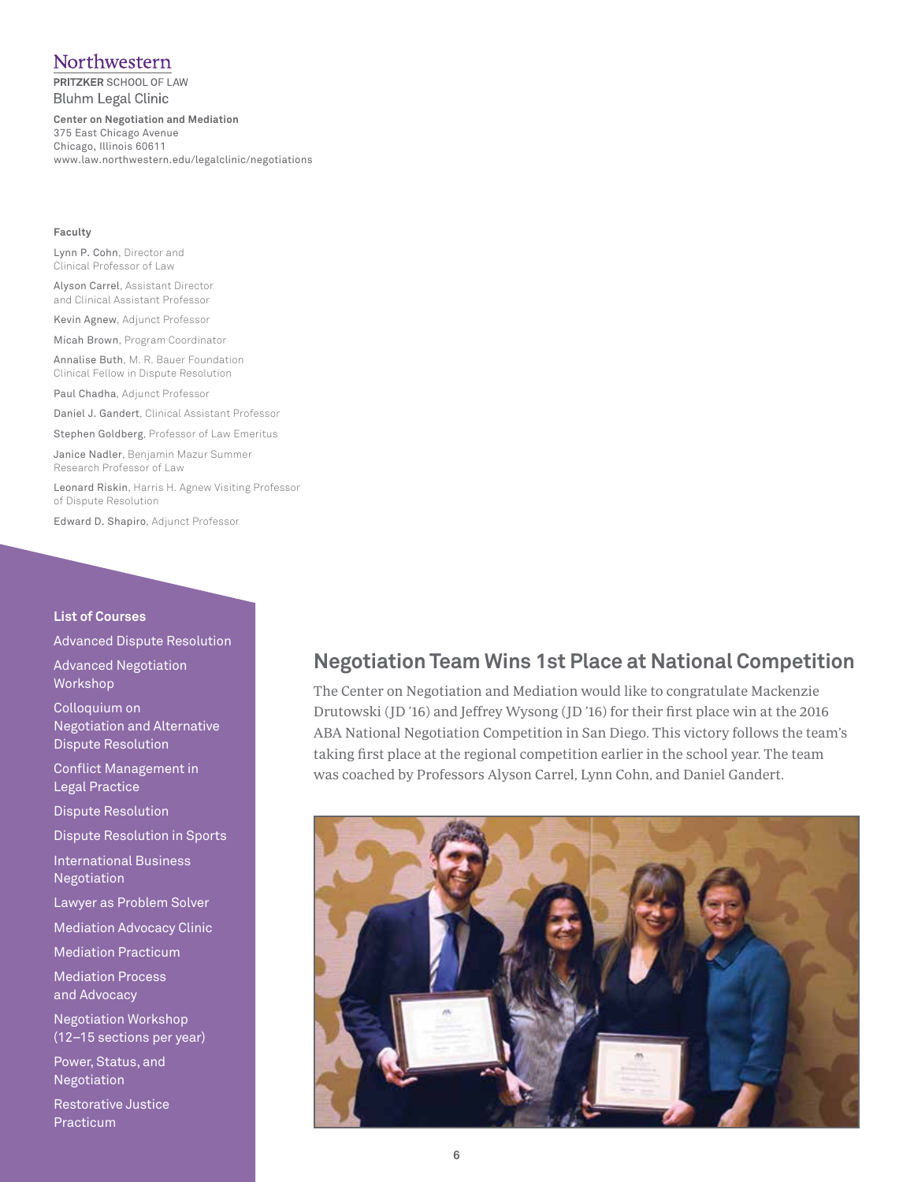Northwestern

**PRITZKER** SCHOOL OF LAW

Bluhm Legal Clinic

**Center on Negotiation and Mediation**
375 East Chicago Avenue
Chicago, Illinois 60611
www.law.northwestern.edu/legalclinic/negotiations

**Faculty**

Lynn P. Cohn, Director and Clinical Professor of Law

Alyson Carrel, Assistant Director and Clinical Assistant Professor

Kevin Agnew, Adjunct Professor

Micah Brown, Program Coordinator

Annalise Buth, M. R. Bauer Foundation Clinical Fellow in Dispute Resolution

Paul Chadha, Adjunct Professor

Daniel J. Gandert, Clinical Assistant Professor

Stephen Goldberg, Professor of Law Emeritus

Janice Nadler, Benjamin Mazur Summer Research Professor of Law

Leonard Riskin, Harris H. Agnew Visiting Professor of Dispute Resolution

Edward D. Shapiro, Adjunct Professor

**List of Courses**

- Advanced Dispute Resolution
- Advanced Negotiation Workshop
- Colloquium on Negotiation and Alternative Dispute Resolution
- Conflict Management in Legal Practice
- Dispute Resolution
- Dispute Resolution in Sports
- International Business Negotiation
- Lawyer as Problem Solver
- Mediation Advocacy Clinic
- Mediation Practicum
- Mediation Process and Advocacy
- Negotiation Workshop (12–15 sections per year)
- Power, Status, and Negotiation
- Restorative Justice Practicum

## Negotiation Team Wins 1st Place at National Competition

The Center on Negotiation and Mediation would like to congratulate Mackenzie Drutowski (JD '16) and Jeffrey Wysong (JD '16) for their first place win at the 2016 ABA National Negotiation Competition in San Diego. This victory follows the team's taking first place at the regional competition earlier in the school year. The team was coached by Professors Alyson Carrel, Lynn Cohn, and Daniel Gandert.